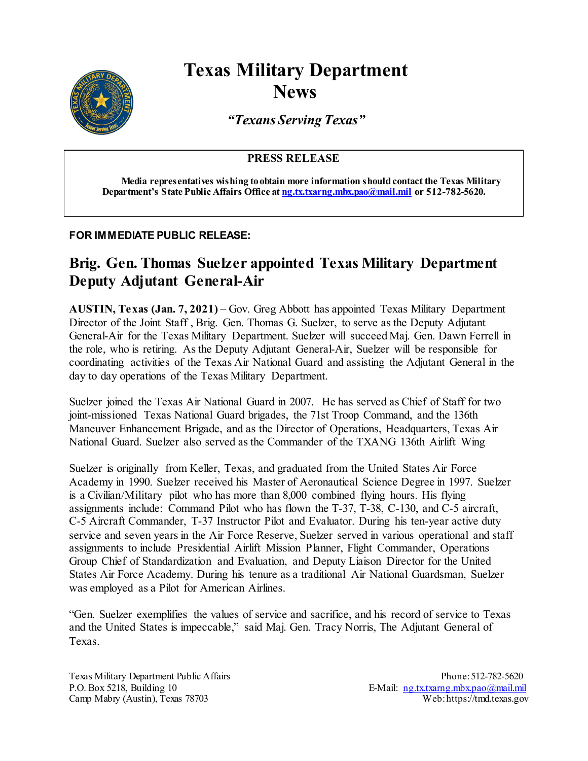# Texas Military Department News

*"Texans Serving Texas"*

**PRESS RELEASE**

**Media representatives wishing to obtain more information should contact the Texas Military Department's State Public Affairs Office at ng.tx.txarng.mbx.pao@mail.mil or 512-782-5620.**

**FOR IMMEDIATE PUBLIC RELEASE:**

## Brig. Gen. Thomas Suelzer appointed Texas Military Department Deputy Adjutant General-Air

**AUSTIN, Texas (Jan. 7, 2021)** – Gov. Greg Abbott has appointed Texas Military Department Director of the Joint Staff , Brig. Gen. Thomas G. Suelzer, to serve as the Deputy Adjutant General-Air for the Texas Military Department. Suelzer will succeed Maj. Gen. Dawn Ferrell in the role, who is retiring. As the Deputy Adjutant General-Air, Suelzer will be responsible for coordinating activities of the Texas Air National Guard and assisting the Adjutant General in the day to day operations of the Texas Military Department.

Suelzer joined the Texas Air National Guard in 2007. He has served as Chief of Staff for two joint-missioned Texas National Guard brigades, the 71st Troop Command, and the 136th Maneuver Enhancement Brigade, and as the Director of Operations, Headquarters, Texas Air National Guard. Suelzer also served as the Commander of the TXANG 136th Airlift Wing

Suelzer is originally from Keller, Texas, and graduated from the United States Air Force Academy in 1990. Suelzer received his Master of Aeronautical Science Degree in 1997. Suelzer is a Civilian/Military pilot who has more than 8,000 combined flying hours. His flying assignments include: Command Pilot who has flown the T-37, T-38, C-130, and C-5 aircraft, C-5 Aircraft Commander, T-37 Instructor Pilot and Evaluator. During his ten-year active duty service and seven years in the Air Force Reserve, Suelzer served in various operational and staff assignments to include Presidential Airlift Mission Planner, Flight Commander, Operations Group Chief of Standardization and Evaluation, and Deputy Liaison Director for the United States Air Force Academy. During his tenure as a traditional Air National Guardsman, Suelzer was employed as a Pilot for American Airlines.

"Gen. Suelzer exemplifies the values of service and sacrifice, and his record of service to Texas and the United States is impeccable," said Maj. Gen. Tracy Norris, The Adjutant General of Texas.

Texas Military Department Public Affairs
P.O. Box 5218, Building 10
Camp Mabry (Austin), Texas 78703

Phone: 512-782-5620
E-Mail: ng.tx.txarng.mbx.pao@mail.mil
Web: https://tmd.texas.gov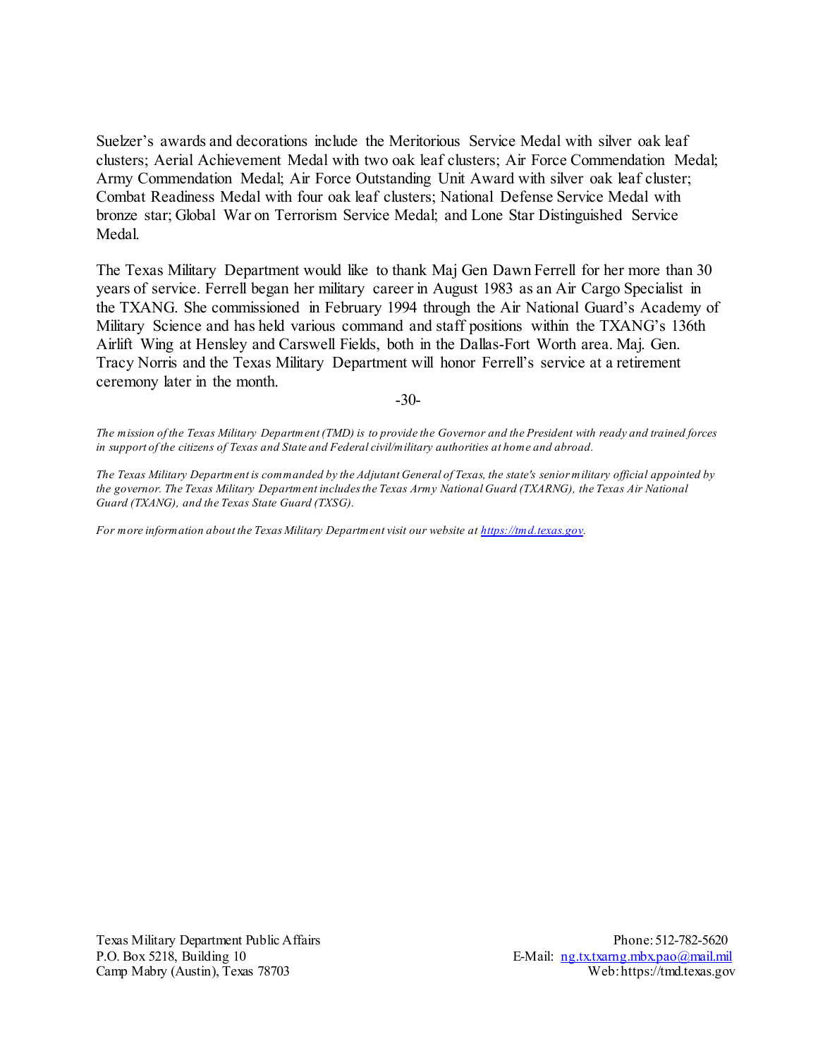Suelzer's awards and decorations include the Meritorious Service Medal with silver oak leaf clusters; Aerial Achievement Medal with two oak leaf clusters; Air Force Commendation Medal; Army Commendation Medal; Air Force Outstanding Unit Award with silver oak leaf cluster; Combat Readiness Medal with four oak leaf clusters; National Defense Service Medal with bronze star; Global War on Terrorism Service Medal; and Lone Star Distinguished Service Medal.

The Texas Military Department would like to thank Maj Gen Dawn Ferrell for her more than 30 years of service. Ferrell began her military career in August 1983 as an Air Cargo Specialist in the TXANG. She commissioned in February 1994 through the Air National Guard's Academy of Military Science and has held various command and staff positions within the TXANG's 136th Airlift Wing at Hensley and Carswell Fields, both in the Dallas-Fort Worth area. Maj. Gen. Tracy Norris and the Texas Military Department will honor Ferrell's service at a retirement ceremony later in the month.

-30-

*The mission of the Texas Military Department (TMD) is to provide the Governor and the President with ready and trained forces in support of the citizens of Texas and State and Federal civil/military authorities at home and abroad.*

*The Texas Military Department is commanded by the Adjutant General of Texas, the state's senior military official appointed by the governor. The Texas Military Department includes the Texas Army National Guard (TXARNG), the Texas Air National Guard (TXANG), and the Texas State Guard (TXSG).*

*For more information about the Texas Military Department visit our website at [https://tmd.texas.gov](https://tmd.texas.gov).*

Texas Military Department Public Affairs
P.O. Box 5218, Building 10
Camp Mabry (Austin), Texas 78703

Phone: 512-782-5620
E-Mail: ng.tx.txarng.mbx.pao@mail.mil
Web: https://tmd.texas.gov